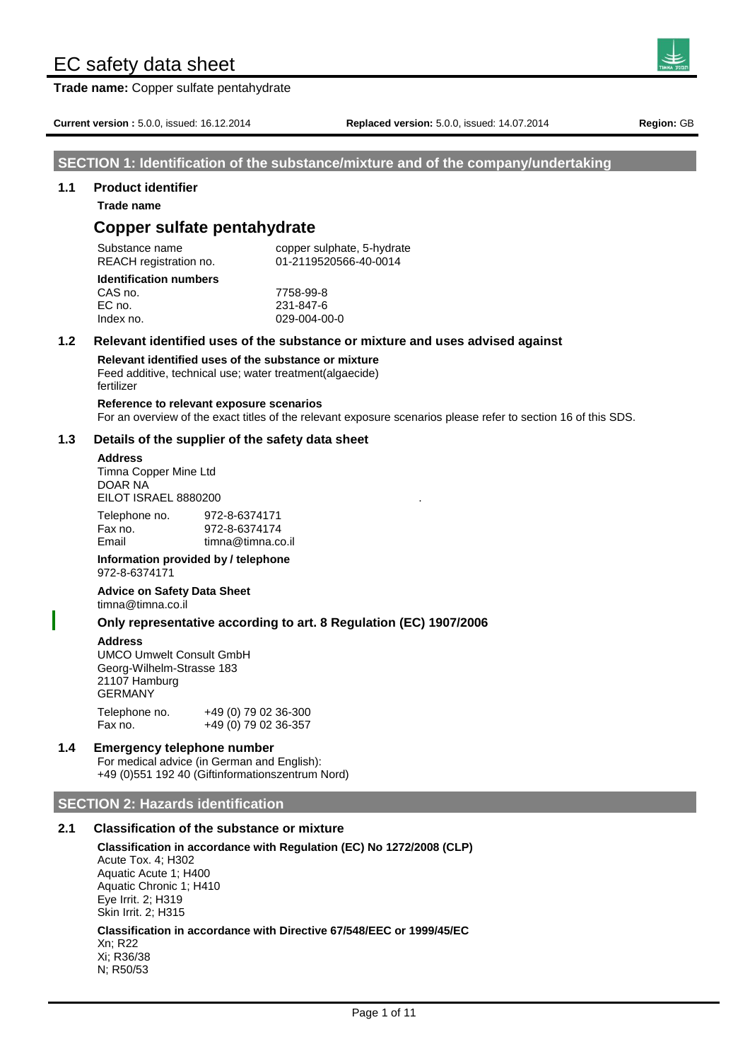# EC safety data sheet

**Trade name:** Copper sulfate pentahydrate

**Current version :** 5.0.0, issued: 16.12.2014 **Replaced version:** 5.0.0, issued: 14.07.2014 **Region:** GB

## SECTION 1: Identification of the substance/mixture and of the company/undertaking

### 1.1 Product identifier

**Trade name**

## Copper sulfate pentahydrate

| | |
|---|---|
| Substance name | copper sulphate, 5-hydrate |
| REACH registration no. | 01-2119520566-40-0014 |

**Identification numbers**

| | |
|---|---|
| CAS no. | 7758-99-8 |
| EC no. | 231-847-6 |
| Index no. | 029-004-00-0 |

### 1.2 Relevant identified uses of the substance or mixture and uses advised against

**Relevant identified uses of the substance or mixture**

Feed additive, technical use; water treatment(algaecide)
fertilizer

**Reference to relevant exposure scenarios**

For an overview of the exact titles of the relevant exposure scenarios please refer to section 16 of this SDS.

### 1.3 Details of the supplier of the safety data sheet

**Address**

Timna Copper Mine Ltd
DOAR NA
EILOT ISRAEL 8880200

| | |
|---|---|
| Telephone no. | 972-8-6374171 |
| Fax no. | 972-8-6374174 |
| Email | timna@timna.co.il |

**Information provided by / telephone**

972-8-6374171

**Advice on Safety Data Sheet**

timna@timna.co.il

**Only representative according to art. 8 Regulation (EC) 1907/2006**

**Address**

UMCO Umwelt Consult GmbH
Georg-Wilhelm-Strasse 183
21107 Hamburg
GERMANY

| | |
|---|---|
| Telephone no. | +49 (0) 79 02 36-300 |
| Fax no. | +49 (0) 79 02 36-357 |

### 1.4 Emergency telephone number

For medical advice (in German and English):
+49 (0)551 192 40 (Giftinformationszentrum Nord)

## SECTION 2: Hazards identification

### 2.1 Classification of the substance or mixture

**Classification in accordance with Regulation (EC) No 1272/2008 (CLP)**

Acute Tox. 4; H302
Aquatic Acute 1; H400
Aquatic Chronic 1; H410
Eye Irrit. 2; H319
Skin Irrit. 2; H315

**Classification in accordance with Directive 67/548/EEC or 1999/45/EC**

Xn; R22
Xi; R36/38
N; R50/53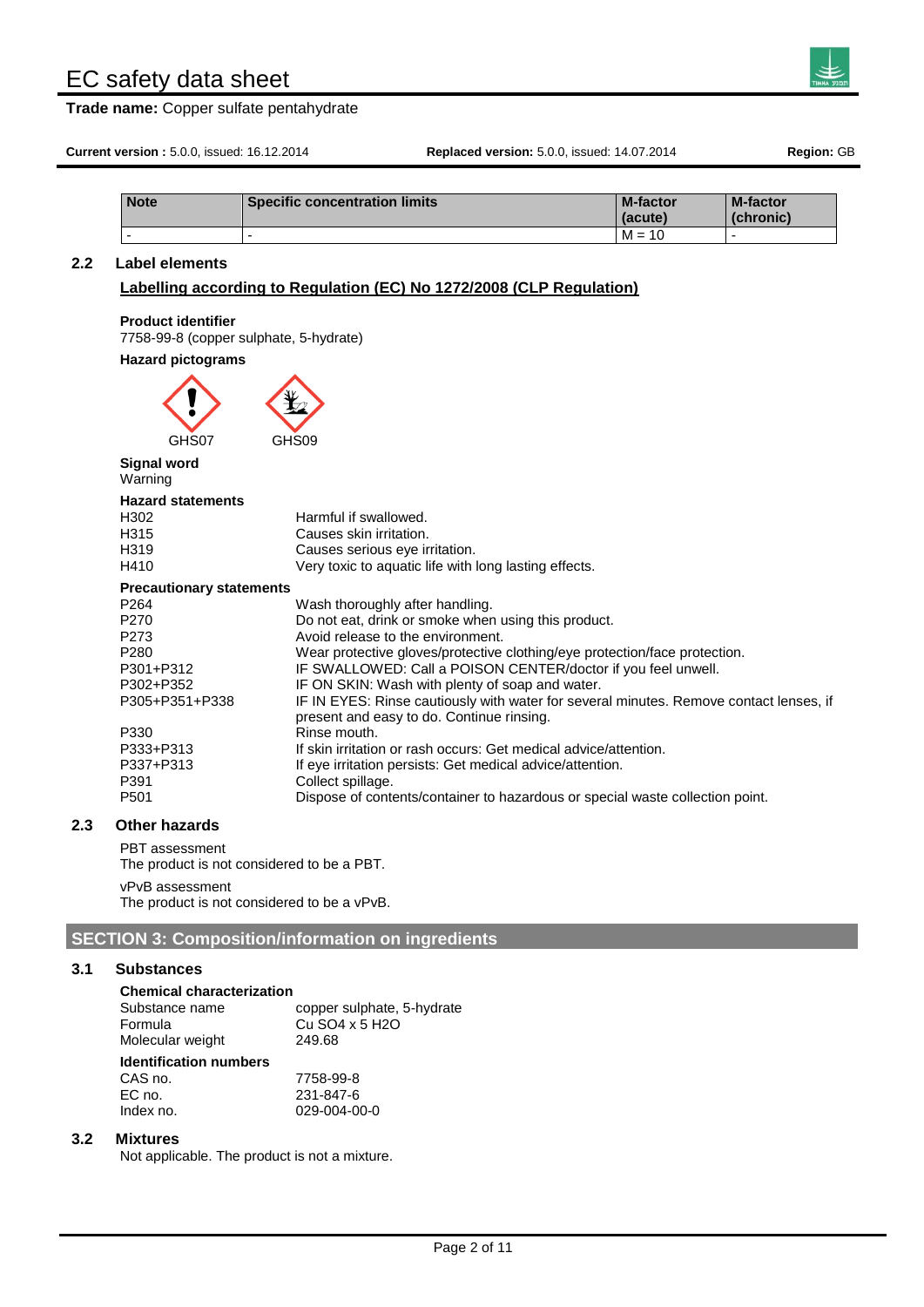| Note | Specific concentration limits | M-factor (acute) | M-factor (chronic) |
| --- | --- | --- | --- |
| - | - | M = 10 | - |

## 2.2 Label elements

**Labelling according to Regulation (EC) No 1272/2008 (CLP Regulation)**

**Product identifier**
7758-99-8 (copper sulphate, 5-hydrate)

**Hazard pictograms**

GHS07 GHS09

**Signal word**
Warning

**Hazard statements**

| | |
| --- | --- |
| H302 | Harmful if swallowed. |
| H315 | Causes skin irritation. |
| H319 | Causes serious eye irritation. |
| H410 | Very toxic to aquatic life with long lasting effects. |

**Precautionary statements**

| | |
| --- | --- |
| P264 | Wash thoroughly after handling. |
| P270 | Do not eat, drink or smoke when using this product. |
| P273 | Avoid release to the environment. |
| P280 | Wear protective gloves/protective clothing/eye protection/face protection. |
| P301+P312 | IF SWALLOWED: Call a POISON CENTER/doctor if you feel unwell. |
| P302+P352 | IF ON SKIN: Wash with plenty of soap and water. |
| P305+P351+P338 | IF IN EYES: Rinse cautiously with water for several minutes. Remove contact lenses, if present and easy to do. Continue rinsing. |
| P330 | Rinse mouth. |
| P333+P313 | If skin irritation or rash occurs: Get medical advice/attention. |
| P337+P313 | If eye irritation persists: Get medical advice/attention. |
| P391 | Collect spillage. |
| P501 | Dispose of contents/container to hazardous or special waste collection point. |

## 2.3 Other hazards

PBT assessment
The product is not considered to be a PBT.

vPvB assessment
The product is not considered to be a vPvB.

# SECTION 3: Composition/information on ingredients

## 3.1 Substances

**Chemical characterization**

| | |
| --- | --- |
| Substance name | copper sulphate, 5-hydrate |
| Formula | Cu SO4 x 5 H2O |
| Molecular weight | 249.68 |

**Identification numbers**

| | |
| --- | --- |
| CAS no. | 7758-99-8 |
| EC no. | 231-847-6 |
| Index no. | 029-004-00-0 |

## 3.2 Mixtures

Not applicable. The product is not a mixture.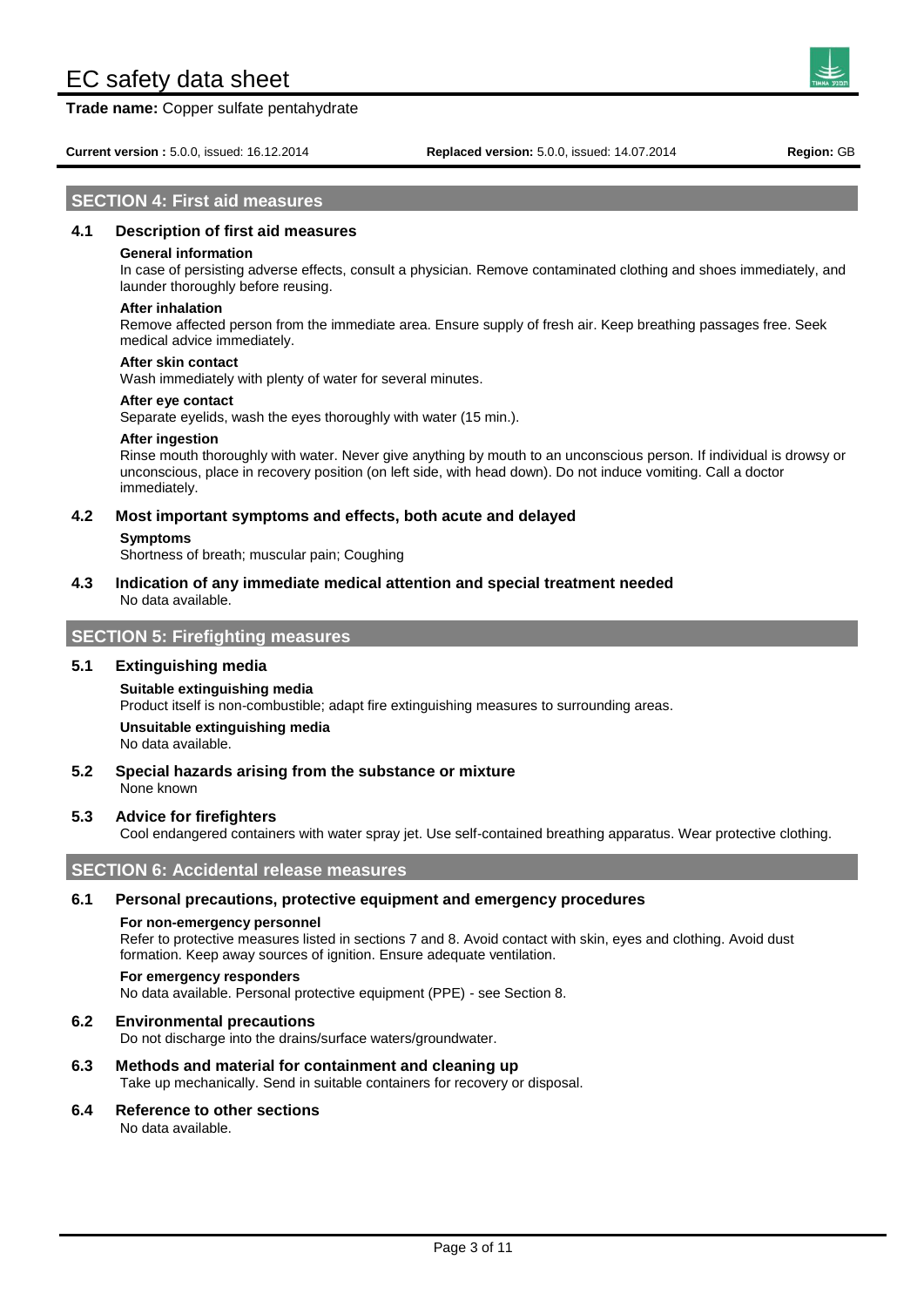## SECTION 4: First aid measures

### 4.1 Description of first aid measures

**General information**

In case of persisting adverse effects, consult a physician. Remove contaminated clothing and shoes immediately, and launder thoroughly before reusing.

**After inhalation**

Remove affected person from the immediate area. Ensure supply of fresh air. Keep breathing passages free. Seek medical advice immediately.

**After skin contact**

Wash immediately with plenty of water for several minutes.

**After eye contact**

Separate eyelids, wash the eyes thoroughly with water (15 min.).

**After ingestion**

Rinse mouth thoroughly with water. Never give anything by mouth to an unconscious person. If individual is drowsy or unconscious, place in recovery position (on left side, with head down). Do not induce vomiting. Call a doctor immediately.

### 4.2 Most important symptoms and effects, both acute and delayed

**Symptoms**

Shortness of breath; muscular pain; Coughing

### 4.3 Indication of any immediate medical attention and special treatment needed

No data available.

## SECTION 5: Firefighting measures

### 5.1 Extinguishing media

**Suitable extinguishing media**

Product itself is non-combustible; adapt fire extinguishing measures to surrounding areas.

**Unsuitable extinguishing media**

No data available.

### 5.2 Special hazards arising from the substance or mixture

None known

### 5.3 Advice for firefighters

Cool endangered containers with water spray jet. Use self-contained breathing apparatus. Wear protective clothing.

## SECTION 6: Accidental release measures

### 6.1 Personal precautions, protective equipment and emergency procedures

**For non-emergency personnel**

Refer to protective measures listed in sections 7 and 8. Avoid contact with skin, eyes and clothing. Avoid dust formation. Keep away sources of ignition. Ensure adequate ventilation.

**For emergency responders**

No data available. Personal protective equipment (PPE) - see Section 8.

### 6.2 Environmental precautions

Do not discharge into the drains/surface waters/groundwater.

### 6.3 Methods and material for containment and cleaning up

Take up mechanically. Send in suitable containers for recovery or disposal.

### 6.4 Reference to other sections

No data available.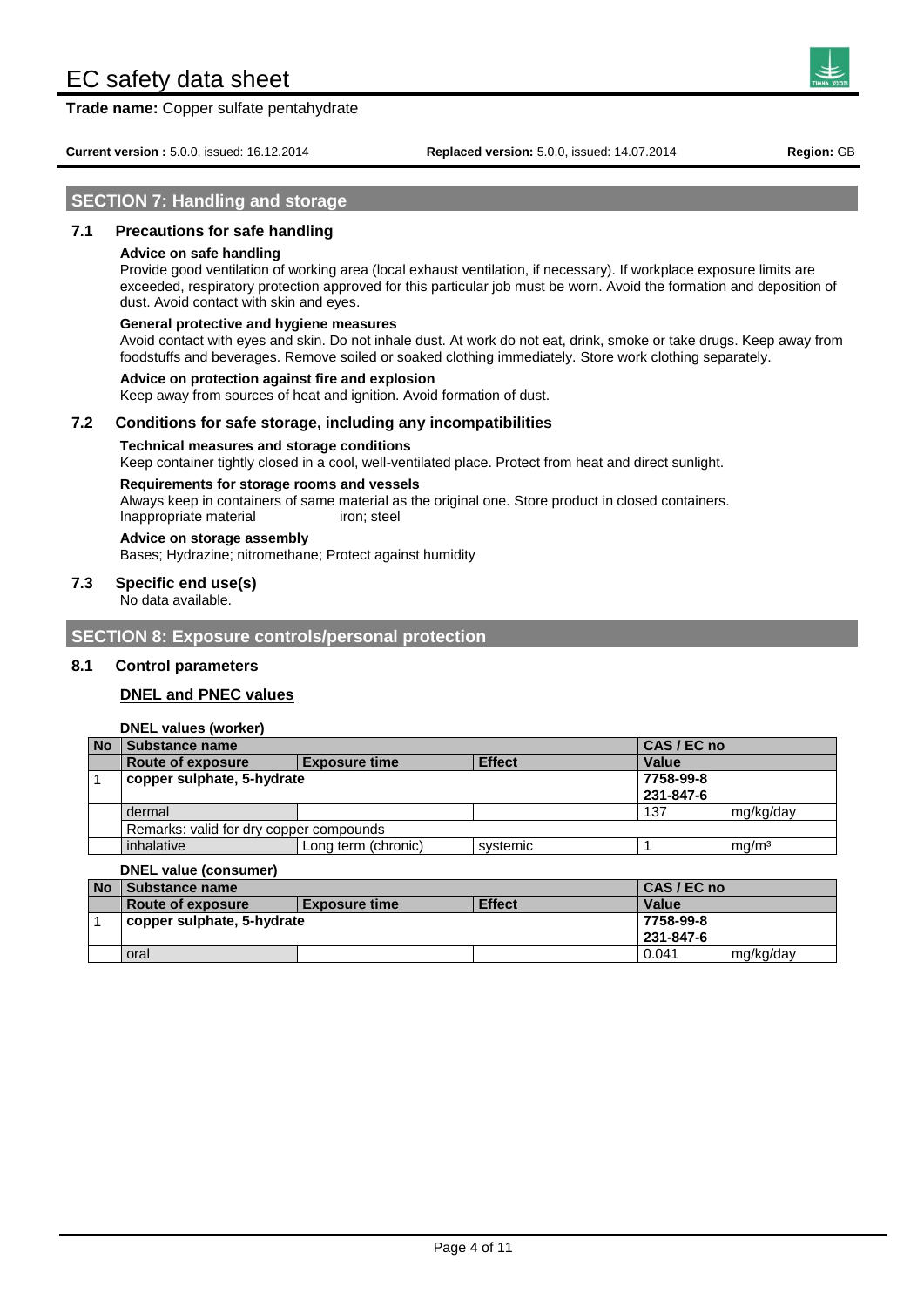## SECTION 7: Handling and storage

### 7.1 Precautions for safe handling

**Advice on safe handling**

Provide good ventilation of working area (local exhaust ventilation, if necessary). If workplace exposure limits are exceeded, respiratory protection approved for this particular job must be worn. Avoid the formation and deposition of dust. Avoid contact with skin and eyes.

**General protective and hygiene measures**

Avoid contact with eyes and skin. Do not inhale dust. At work do not eat, drink, smoke or take drugs. Keep away from foodstuffs and beverages. Remove soiled or soaked clothing immediately. Store work clothing separately.

**Advice on protection against fire and explosion**

Keep away from sources of heat and ignition. Avoid formation of dust.

### 7.2 Conditions for safe storage, including any incompatibilities

**Technical measures and storage conditions**

Keep container tightly closed in a cool, well-ventilated place. Protect from heat and direct sunlight.

**Requirements for storage rooms and vessels**

Always keep in containers of same material as the original one. Store product in closed containers.

Inappropriate material iron; steel

**Advice on storage assembly**

Bases; Hydrazine; nitromethane; Protect against humidity

### 7.3 Specific end use(s)

No data available.

## SECTION 8: Exposure controls/personal protection

### 8.1 Control parameters

**DNEL and PNEC values**

**DNEL values (worker)**

| No | Substance name | | | CAS / EC no | |
|---|---|---|---|---|---|
| | **Route of exposure** | **Exposure time** | **Effect** | **Value** | |
| 1 | **copper sulphate, 5-hydrate** | | | **7758-99-8**<br>**231-847-6** | |
| | dermal | | | 137 | mg/kg/day |
| | Remarks: valid for dry copper compounds | | | | |
| | inhalative | Long term (chronic) | systemic | 1 | mg/m³ |

**DNEL value (consumer)**

| No | Substance name | | | CAS / EC no | |
|---|---|---|---|---|---|
| | **Route of exposure** | **Exposure time** | **Effect** | **Value** | |
| 1 | **copper sulphate, 5-hydrate** | | | **7758-99-8**<br>**231-847-6** | |
| | oral | | | 0.041 | mg/kg/day |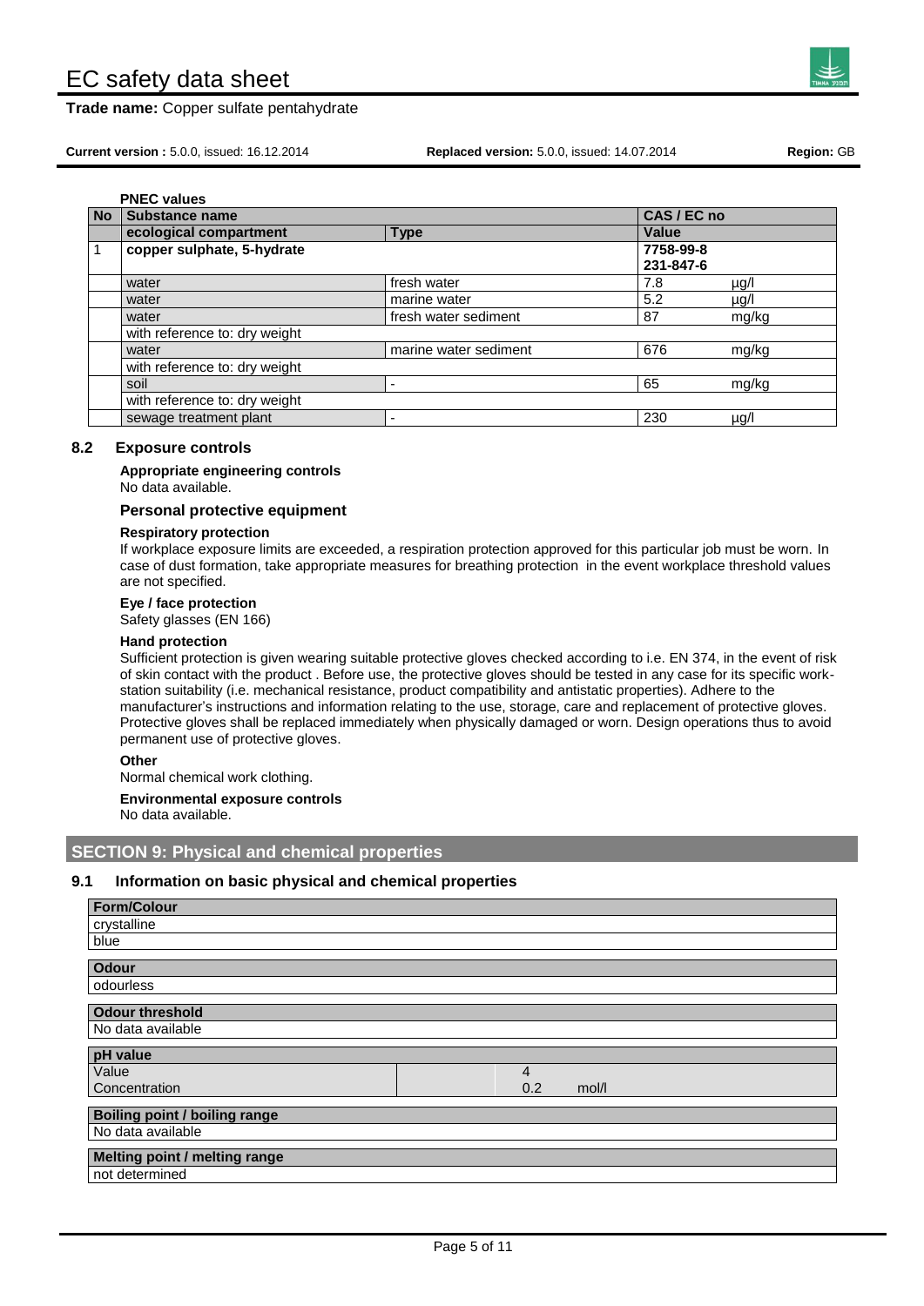**PNEC values**

| No | Substance name | | CAS / EC no | |
|---|---|---|---|---|
| | ecological compartment | Type | Value | |
| 1 | copper sulphate, 5-hydrate | | 7758-99-8<br>231-847-6 | |
| | water | fresh water | 7.8 | µg/l |
| | water | marine water | 5.2 | µg/l |
| | water | fresh water sediment | 87 | mg/kg |
| | with reference to: dry weight | | | |
| | water | marine water sediment | 676 | mg/kg |
| | with reference to: dry weight | | | |
| | soil | - | 65 | mg/kg |
| | with reference to: dry weight | | | |
| | sewage treatment plant | - | 230 | µg/l |

### 8.2 Exposure controls

**Appropriate engineering controls**

No data available.

#### Personal protective equipment

**Respiratory protection**

If workplace exposure limits are exceeded, a respiration protection approved for this particular job must be worn. In case of dust formation, take appropriate measures for breathing protection in the event workplace threshold values are not specified.

**Eye / face protection**

Safety glasses (EN 166)

**Hand protection**

Sufficient protection is given wearing suitable protective gloves checked according to i.e. EN 374, in the event of risk of skin contact with the product . Before use, the protective gloves should be tested in any case for its specific work-station suitability (i.e. mechanical resistance, product compatibility and antistatic properties). Adhere to the manufacturer's instructions and information relating to the use, storage, care and replacement of protective gloves. Protective gloves shall be replaced immediately when physically damaged or worn. Design operations thus to avoid permanent use of protective gloves.

**Other**

Normal chemical work clothing.

**Environmental exposure controls**

No data available.

## SECTION 9: Physical and chemical properties

### 9.1 Information on basic physical and chemical properties

| Form/Colour |
|---|
| crystalline |
| blue |

| Odour |
|---|
| odourless |

| Odour threshold |
|---|
| No data available |

| pH value | | |
|---|---|---|
| Value | 4 | |
| Concentration | 0.2 | mol/l |

| Boiling point / boiling range |
|---|
| No data available |

| Melting point / melting range |
|---|
| not determined |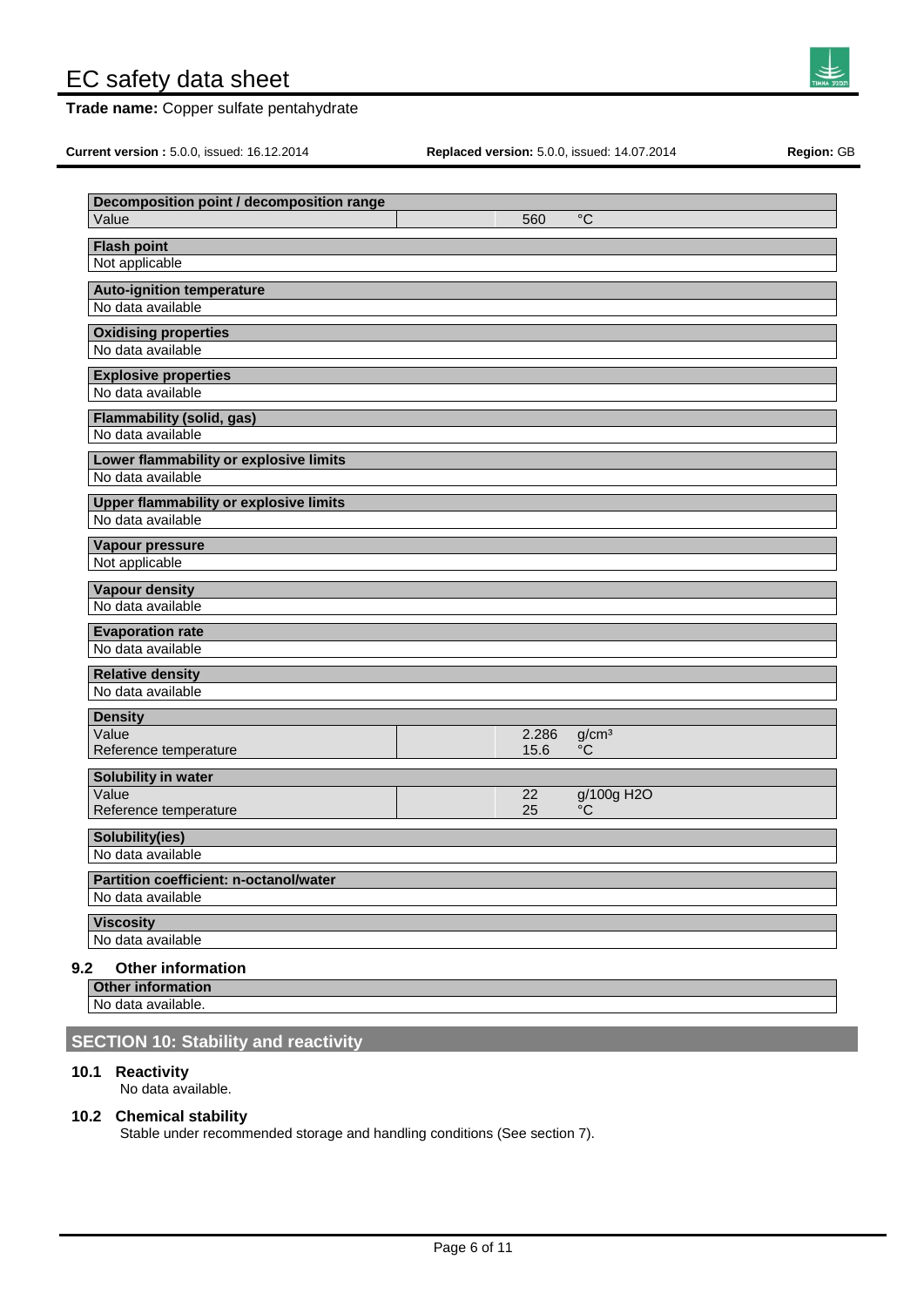| Decomposition point / decomposition range | | |
|---|---|---|
| Value | 560 | °C |

| Flash point |
|---|
| Not applicable |

| Auto-ignition temperature |
|---|
| No data available |

| Oxidising properties |
|---|
| No data available |

| Explosive properties |
|---|
| No data available |

| Flammability (solid, gas) |
|---|
| No data available |

| Lower flammability or explosive limits |
|---|
| No data available |

| Upper flammability or explosive limits |
|---|
| No data available |

| Vapour pressure |
|---|
| Not applicable |

| Vapour density |
|---|
| No data available |

| Evaporation rate |
|---|
| No data available |

| Relative density |
|---|
| No data available |

| Density | | |
|---|---|---|
| Value | 2.286 | $g/cm^3$ |
| Reference temperature | 15.6 | °C |

| Solubility in water | | |
|---|---|---|
| Value | 22 | g/100g $H_2O$ |
| Reference temperature | 25 | °C |

| Solubility(ies) |
|---|
| No data available |

| Partition coefficient: n-octanol/water |
|---|
| No data available |

| Viscosity |
|---|
| No data available |

### 9.2 Other information

| Other information |
|---|
| No data available. |

## SECTION 10: Stability and reactivity

### 10.1 Reactivity

No data available.

### 10.2 Chemical stability

Stable under recommended storage and handling conditions (See section 7).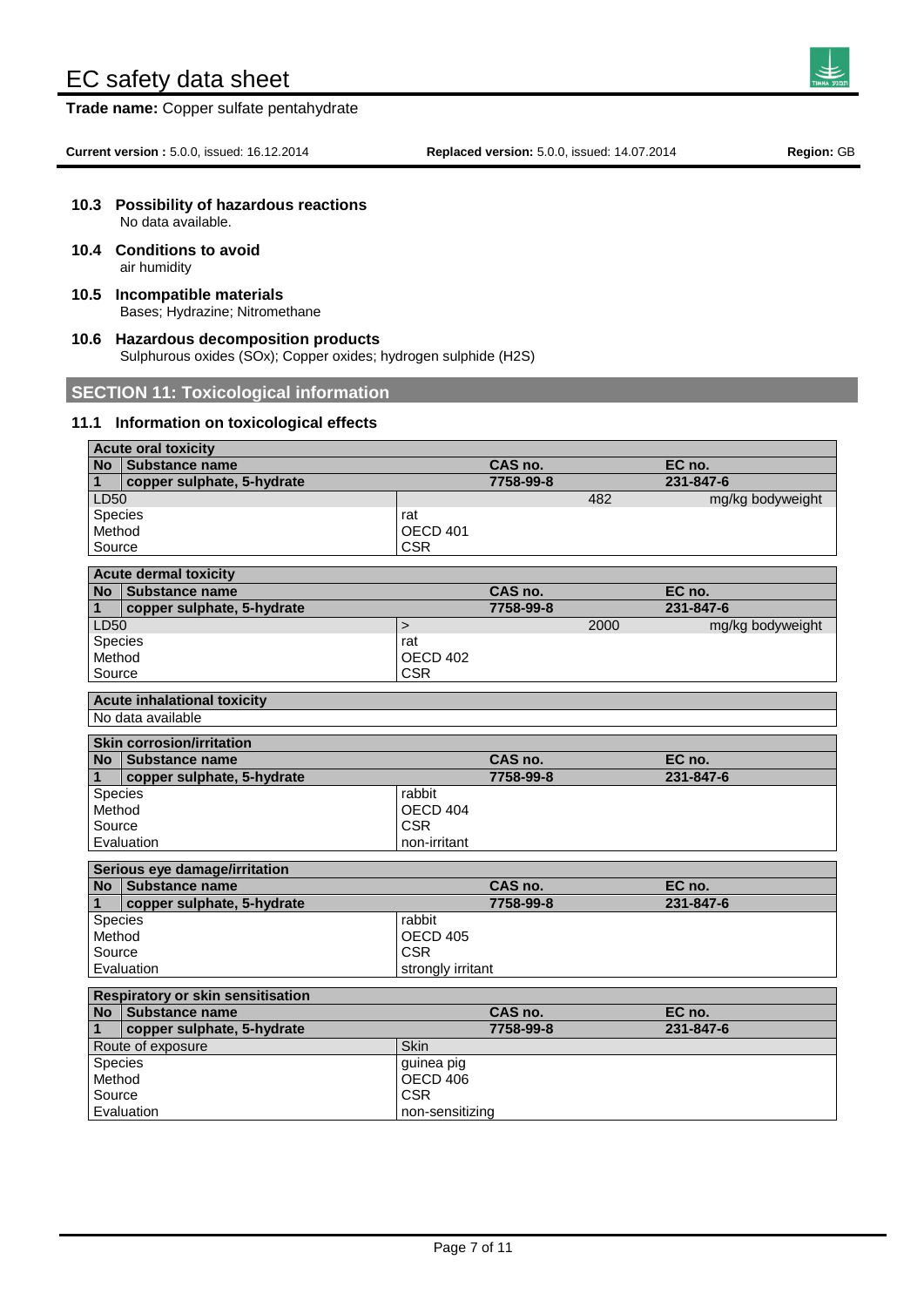### 10.3 Possibility of hazardous reactions

No data available.

### 10.4 Conditions to avoid

air humidity

### 10.5 Incompatible materials

Bases; Hydrazine; Nitromethane

### 10.6 Hazardous decomposition products

Sulphurous oxides (SOx); Copper oxides; hydrogen sulphide (H2S)

## SECTION 11: Toxicological information

### 11.1 Information on toxicological effects

**Acute oral toxicity**

| No | Substance name | CAS no. | | EC no. |
|---|---|---|---|---|
| 1 | copper sulphate, 5-hydrate | 7758-99-8 | | 231-847-6 |
| LD50 | | | 482 | mg/kg bodyweight |
| Species | | rat | | |
| Method | | OECD 401 | | |
| Source | | CSR | | |

**Acute dermal toxicity**

| No | Substance name | CAS no. | | EC no. |
|---|---|---|---|---|
| 1 | copper sulphate, 5-hydrate | 7758-99-8 | | 231-847-6 |
| LD50 | | > | 2000 | mg/kg bodyweight |
| Species | | rat | | |
| Method | | OECD 402 | | |
| Source | | CSR | | |

**Acute inhalational toxicity**

No data available

**Skin corrosion/irritation**

| No | Substance name | CAS no. | EC no. |
|---|---|---|---|
| 1 | copper sulphate, 5-hydrate | 7758-99-8 | 231-847-6 |
| Species | | rabbit | |
| Method | | OECD 404 | |
| Source | | CSR | |
| Evaluation | | non-irritant | |

**Serious eye damage/irritation**

| No | Substance name | CAS no. | EC no. |
|---|---|---|---|
| 1 | copper sulphate, 5-hydrate | 7758-99-8 | 231-847-6 |
| Species | | rabbit | |
| Method | | OECD 405 | |
| Source | | CSR | |
| Evaluation | | strongly irritant | |

**Respiratory or skin sensitisation**

| No | Substance name | CAS no. | EC no. |
|---|---|---|---|
| 1 | copper sulphate, 5-hydrate | 7758-99-8 | 231-847-6 |
| Route of exposure | | Skin | |
| Species | | guinea pig | |
| Method | | OECD 406 | |
| Source | | CSR | |
| Evaluation | | non-sensitizing | |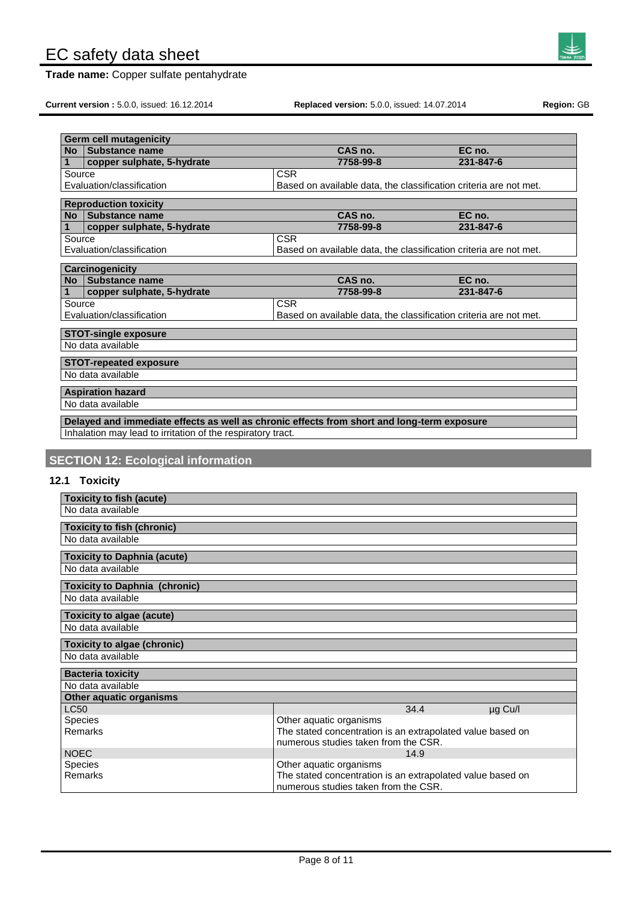| Germ cell mutagenicity | | | |
|---|---|---|---|
| No | Substance name | CAS no. | EC no. |
| 1 | copper sulphate, 5-hydrate | 7758-99-8 | 231-847-6 |
| Source | | CSR | |
| Evaluation/classification | | Based on available data, the classification criteria are not met. | |

| Reproduction toxicity | | | |
|---|---|---|---|
| No | Substance name | CAS no. | EC no. |
| 1 | copper sulphate, 5-hydrate | 7758-99-8 | 231-847-6 |
| Source | | CSR | |
| Evaluation/classification | | Based on available data, the classification criteria are not met. | |

| Carcinogenicity | | | |
|---|---|---|---|
| No | Substance name | CAS no. | EC no. |
| 1 | copper sulphate, 5-hydrate | 7758-99-8 | 231-847-6 |
| Source | | CSR | |
| Evaluation/classification | | Based on available data, the classification criteria are not met. | |

**STOT-single exposure**

No data available

**STOT-repeated exposure**

No data available

**Aspiration hazard**

No data available

**Delayed and immediate effects as well as chronic effects from short and long-term exposure**

Inhalation may lead to irritation of the respiratory tract.

## SECTION 12: Ecological information

### 12.1 Toxicity

**Toxicity to fish (acute)**

No data available

**Toxicity to fish (chronic)**

No data available

**Toxicity to Daphnia (acute)**

No data available

**Toxicity to Daphnia (chronic)**

No data available

**Toxicity to algae (acute)**

No data available

**Toxicity to algae (chronic)**

No data available

**Bacteria toxicity**

No data available

| Other aquatic organisms | | |
|---|---|---|
| LC50 | 34.4 | µg Cu/l |
| Species | Other aquatic organisms | |
| Remarks | The stated concentration is an extrapolated value based on numerous studies taken from the CSR. | |
| NOEC | 14.9 | |
| Species | Other aquatic organisms | |
| Remarks | The stated concentration is an extrapolated value based on numerous studies taken from the CSR. | |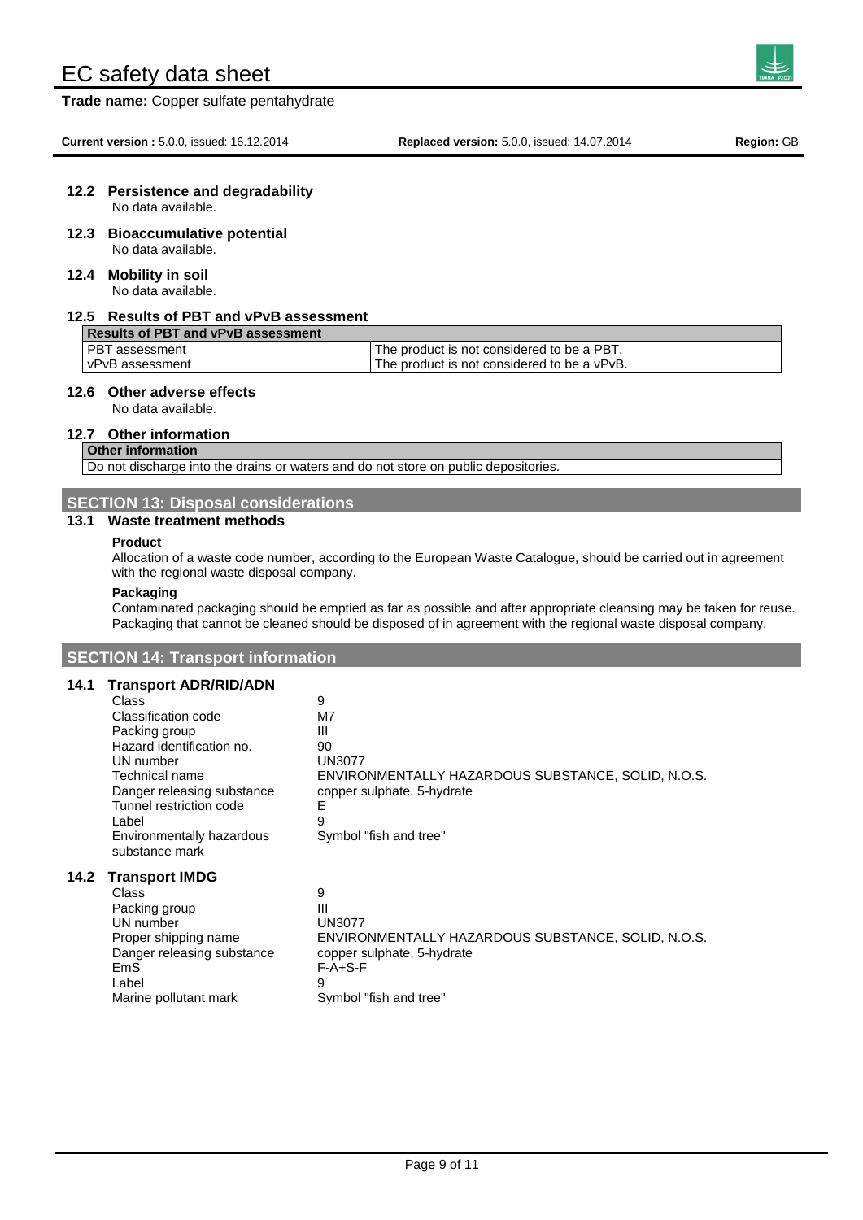### 12.2 Persistence and degradability

No data available.

### 12.3 Bioaccumulative potential

No data available.

### 12.4 Mobility in soil

No data available.

### 12.5 Results of PBT and vPvB assessment

| Results of PBT and vPvB assessment | |
|---|---|
| PBT assessment | The product is not considered to be a PBT. |
| vPvB assessment | The product is not considered to be a vPvB. |

### 12.6 Other adverse effects

No data available.

### 12.7 Other information

| Other information |
|---|
| Do not discharge into the drains or waters and do not store on public depositories. |

## SECTION 13: Disposal considerations

### 13.1 Waste treatment methods

**Product**

Allocation of a waste code number, according to the European Waste Catalogue, should be carried out in agreement with the regional waste disposal company.

**Packaging**

Contaminated packaging should be emptied as far as possible and after appropriate cleansing may be taken for reuse. Packaging that cannot be cleaned should be disposed of in agreement with the regional waste disposal company.

## SECTION 14: Transport information

### 14.1 Transport ADR/RID/ADN

| | |
|---|---|
| Class | 9 |
| Classification code | M7 |
| Packing group | III |
| Hazard identification no. | 90 |
| UN number | UN3077 |
| Technical name | ENVIRONMENTALLY HAZARDOUS SUBSTANCE, SOLID, N.O.S. |
| Danger releasing substance | copper sulphate, 5-hydrate |
| Tunnel restriction code | E |
| Label | 9 |
| Environmentally hazardous substance mark | Symbol "fish and tree" |

### 14.2 Transport IMDG

| | |
|---|---|
| Class | 9 |
| Packing group | III |
| UN number | UN3077 |
| Proper shipping name | ENVIRONMENTALLY HAZARDOUS SUBSTANCE, SOLID, N.O.S. |
| Danger releasing substance | copper sulphate, 5-hydrate |
| EmS | F-A+S-F |
| Label | 9 |
| Marine pollutant mark | Symbol "fish and tree" |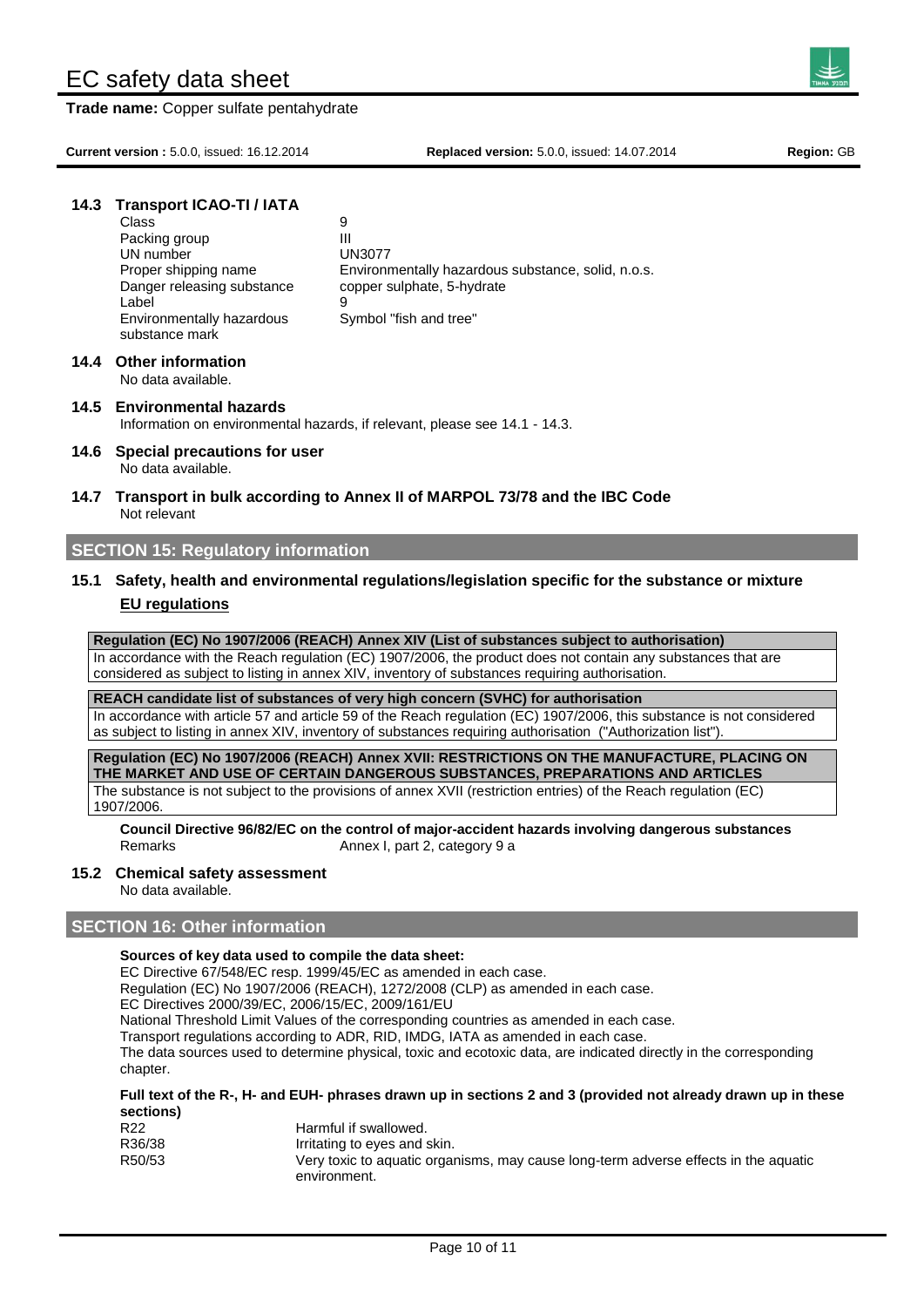### 14.3 Transport ICAO-TI / IATA

| | |
|---|---|
| Class | 9 |
| Packing group | III |
| UN number | UN3077 |
| Proper shipping name | Environmentally hazardous substance, solid, n.o.s. |
| Danger releasing substance | copper sulphate, 5-hydrate |
| Label | 9 |
| Environmentally hazardous substance mark | Symbol "fish and tree" |

### 14.4 Other information

No data available.

### 14.5 Environmental hazards

Information on environmental hazards, if relevant, please see 14.1 - 14.3.

### 14.6 Special precautions for user

No data available.

### 14.7 Transport in bulk according to Annex II of MARPOL 73/78 and the IBC Code

Not relevant

## SECTION 15: Regulatory information

### 15.1 Safety, health and environmental regulations/legislation specific for the substance or mixture

**EU regulations**

| Regulation (EC) No 1907/2006 (REACH) Annex XIV (List of substances subject to authorisation) |
|---|
| In accordance with the Reach regulation (EC) 1907/2006, the product does not contain any substances that are considered as subject to listing in annex XIV, inventory of substances requiring authorisation. |

| REACH candidate list of substances of very high concern (SVHC) for authorisation |
|---|
| In accordance with article 57 and article 59 of the Reach regulation (EC) 1907/2006, this substance is not considered as subject to listing in annex XIV, inventory of substances requiring authorisation ("Authorization list"). |

| Regulation (EC) No 1907/2006 (REACH) Annex XVII: RESTRICTIONS ON THE MANUFACTURE, PLACING ON THE MARKET AND USE OF CERTAIN DANGEROUS SUBSTANCES, PREPARATIONS AND ARTICLES |
|---|
| The substance is not subject to the provisions of annex XVII (restriction entries) of the Reach regulation (EC) 1907/2006. |

**Council Directive 96/82/EC on the control of major-accident hazards involving dangerous substances**

| | |
|---|---|
| Remarks | Annex I, part 2, category 9 a |

### 15.2 Chemical safety assessment

No data available.

## SECTION 16: Other information

**Sources of key data used to compile the data sheet:**

EC Directive 67/548/EC resp. 1999/45/EC as amended in each case.
Regulation (EC) No 1907/2006 (REACH), 1272/2008 (CLP) as amended in each case.
EC Directives 2000/39/EC, 2006/15/EC, 2009/161/EU
National Threshold Limit Values of the corresponding countries as amended in each case.
Transport regulations according to ADR, RID, IMDG, IATA as amended in each case.
The data sources used to determine physical, toxic and ecotoxic data, are indicated directly in the corresponding chapter.

**Full text of the R-, H- and EUH- phrases drawn up in sections 2 and 3 (provided not already drawn up in these sections)**

| | |
|---|---|
| R22 | Harmful if swallowed. |
| R36/38 | Irritating to eyes and skin. |
| R50/53 | Very toxic to aquatic organisms, may cause long-term adverse effects in the aquatic environment. |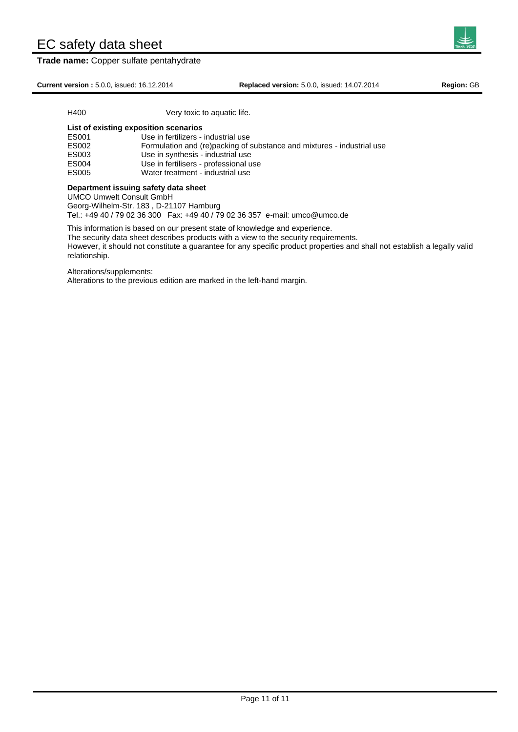| | |
|---|---|
| H400 | Very toxic to aquatic life. |

**List of existing exposition scenarios**

| | |
|---|---|
| ES001 | Use in fertilizers - industrial use |
| ES002 | Formulation and (re)packing of substance and mixtures - industrial use |
| ES003 | Use in synthesis - industrial use |
| ES004 | Use in fertilisers - professional use |
| ES005 | Water treatment - industrial use |

**Department issuing safety data sheet**

UMCO Umwelt Consult GmbH
Georg-Wilhelm-Str. 183 , D-21107 Hamburg
Tel.: +49 40 / 79 02 36 300 Fax: +49 40 / 79 02 36 357 e-mail: umco@umco.de

This information is based on our present state of knowledge and experience.
The security data sheet describes products with a view to the security requirements.
However, it should not constitute a guarantee for any specific product properties and shall not establish a legally valid relationship.

Alterations/supplements:
Alterations to the previous edition are marked in the left-hand margin.